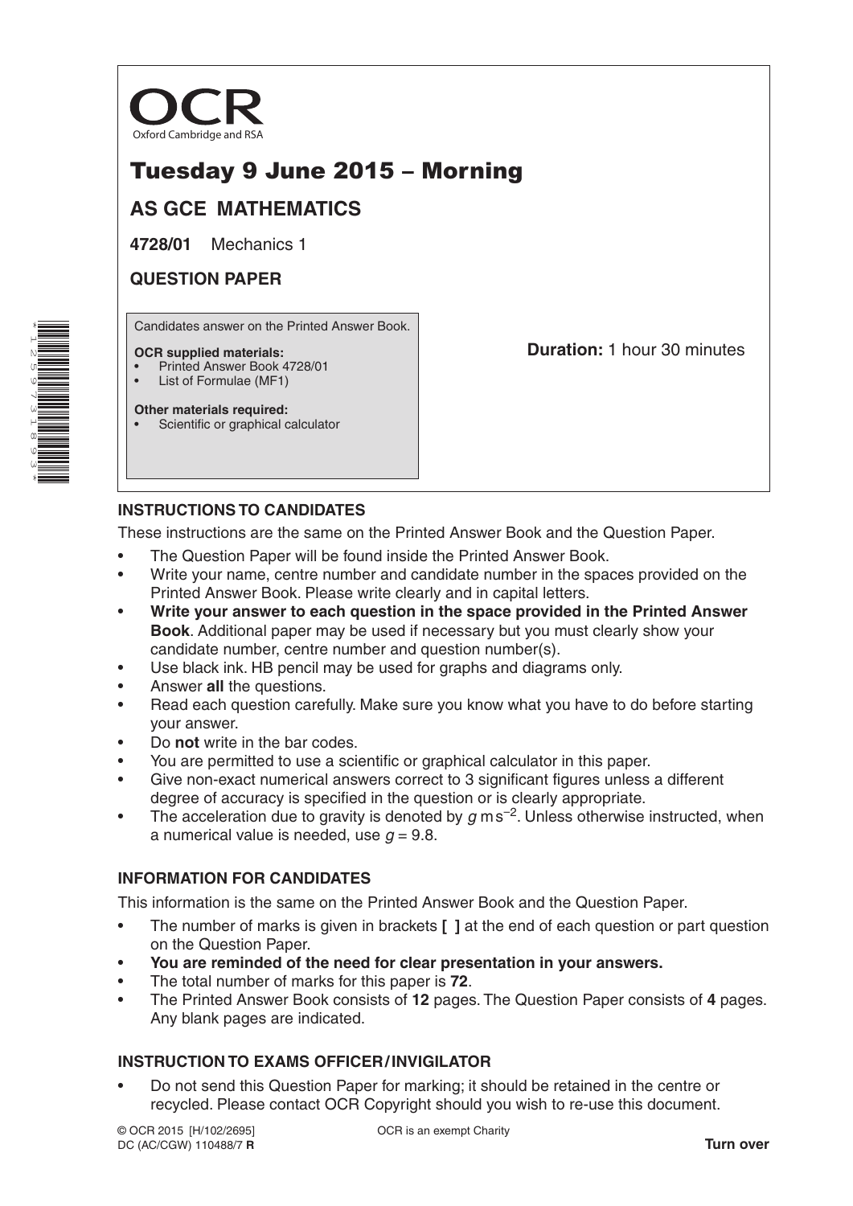OCR
Oxford Cambridge and RSA

# Tuesday 9 June 2015 – Morning

## AS GCE MATHEMATICS

**4728/01** Mechanics 1

## QUESTION PAPER

Candidates answer on the Printed Answer Book.

**OCR supplied materials:**
- Printed Answer Book 4728/01
- List of Formulae (MF1)

**Other materials required:**
- Scientific or graphical calculator

**Duration:** 1 hour 30 minutes

### INSTRUCTIONS TO CANDIDATES

These instructions are the same on the Printed Answer Book and the Question Paper.

- The Question Paper will be found inside the Printed Answer Book.
- Write your name, centre number and candidate number in the spaces provided on the Printed Answer Book. Please write clearly and in capital letters.
- **Write your answer to each question in the space provided in the Printed Answer Book**. Additional paper may be used if necessary but you must clearly show your candidate number, centre number and question number(s).
- Use black ink. HB pencil may be used for graphs and diagrams only.
- Answer **all** the questions.
- Read each question carefully. Make sure you know what you have to do before starting your answer.
- Do **not** write in the bar codes.
- You are permitted to use a scientific or graphical calculator in this paper.
- Give non-exact numerical answers correct to 3 significant figures unless a different degree of accuracy is specified in the question or is clearly appropriate.
- The acceleration due to gravity is denoted by $g\,\text{m}\,\text{s}^{-2}$. Unless otherwise instructed, when a numerical value is needed, use $g = 9.8$.

### INFORMATION FOR CANDIDATES

This information is the same on the Printed Answer Book and the Question Paper.

- The number of marks is given in brackets **[ ]** at the end of each question or part question on the Question Paper.
- **You are reminded of the need for clear presentation in your answers.**
- The total number of marks for this paper is **72**.
- The Printed Answer Book consists of **12** pages. The Question Paper consists of **4** pages. Any blank pages are indicated.

### INSTRUCTION TO EXAMS OFFICER / INVIGILATOR

- Do not send this Question Paper for marking; it should be retained in the centre or recycled. Please contact OCR Copyright should you wish to re-use this document.

© OCR 2015 [H/102/2695]
DC (AC/CGW) 110488/7 **R**

OCR is an exempt Charity

**Turn over**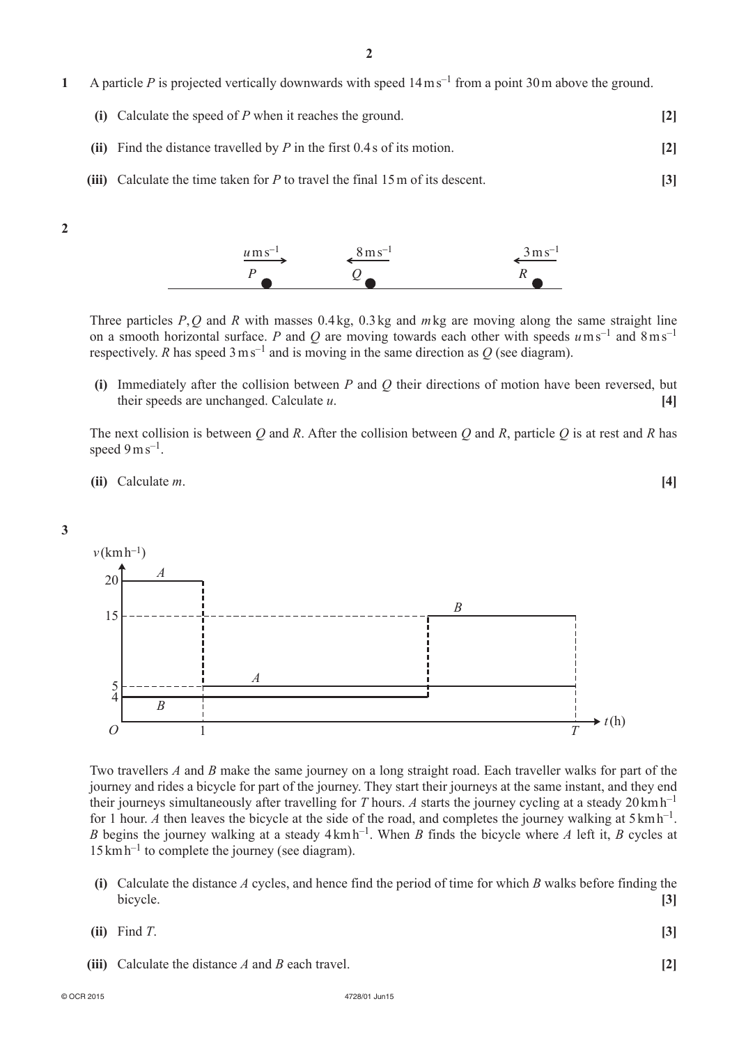**1** A particle $P$ is projected vertically downwards with speed $14\,\text{m}\,\text{s}^{-1}$ from a point 30 m above the ground.

**(i)** Calculate the speed of $P$ when it reaches the ground. **[2]**

**(ii)** Find the distance travelled by $P$ in the first 0.4 s of its motion. **[2]**

**(iii)** Calculate the time taken for $P$ to travel the final 15 m of its descent. **[3]**

**2**

$u\,\text{m}\,\text{s}^{-1}$ → $P$

← $8\,\text{m}\,\text{s}^{-1}$ $Q$

← $3\,\text{m}\,\text{s}^{-1}$ $R$

Three particles $P$, $Q$ and $R$ with masses 0.4 kg, 0.3 kg and $m$ kg are moving along the same straight line on a smooth horizontal surface. $P$ and $Q$ are moving towards each other with speeds $u\,\text{m}\,\text{s}^{-1}$ and $8\,\text{m}\,\text{s}^{-1}$ respectively. $R$ has speed $3\,\text{m}\,\text{s}^{-1}$ and is moving in the same direction as $Q$ (see diagram).

**(i)** Immediately after the collision between $P$ and $Q$ their directions of motion have been reversed, but their speeds are unchanged. Calculate $u$. **[4]**

The next collision is between $Q$ and $R$. After the collision between $Q$ and $R$, particle $Q$ is at rest and $R$ has speed $9\,\text{m}\,\text{s}^{-1}$.

**(ii)** Calculate $m$. **[4]**

**3**

$v\,(\text{km}\,\text{h}^{-1})$

20, 15, 5, 4

$A$, $B$, $A$, $B$

$O$, 1, $T$, $t\,(\text{h})$

Two travellers $A$ and $B$ make the same journey on a long straight road. Each traveller walks for part of the journey and rides a bicycle for part of the journey. They start their journeys at the same instant, and they end their journeys simultaneously after travelling for $T$ hours. $A$ starts the journey cycling at a steady $20\,\text{km}\,\text{h}^{-1}$ for 1 hour. $A$ then leaves the bicycle at the side of the road, and completes the journey walking at $5\,\text{km}\,\text{h}^{-1}$. $B$ begins the journey walking at a steady $4\,\text{km}\,\text{h}^{-1}$. When $B$ finds the bicycle where $A$ left it, $B$ cycles at $15\,\text{km}\,\text{h}^{-1}$ to complete the journey (see diagram).

**(i)** Calculate the distance $A$ cycles, and hence find the period of time for which $B$ walks before finding the bicycle. **[3]**

**(ii)** Find $T$. **[3]**

**(iii)** Calculate the distance $A$ and $B$ each travel. **[2]**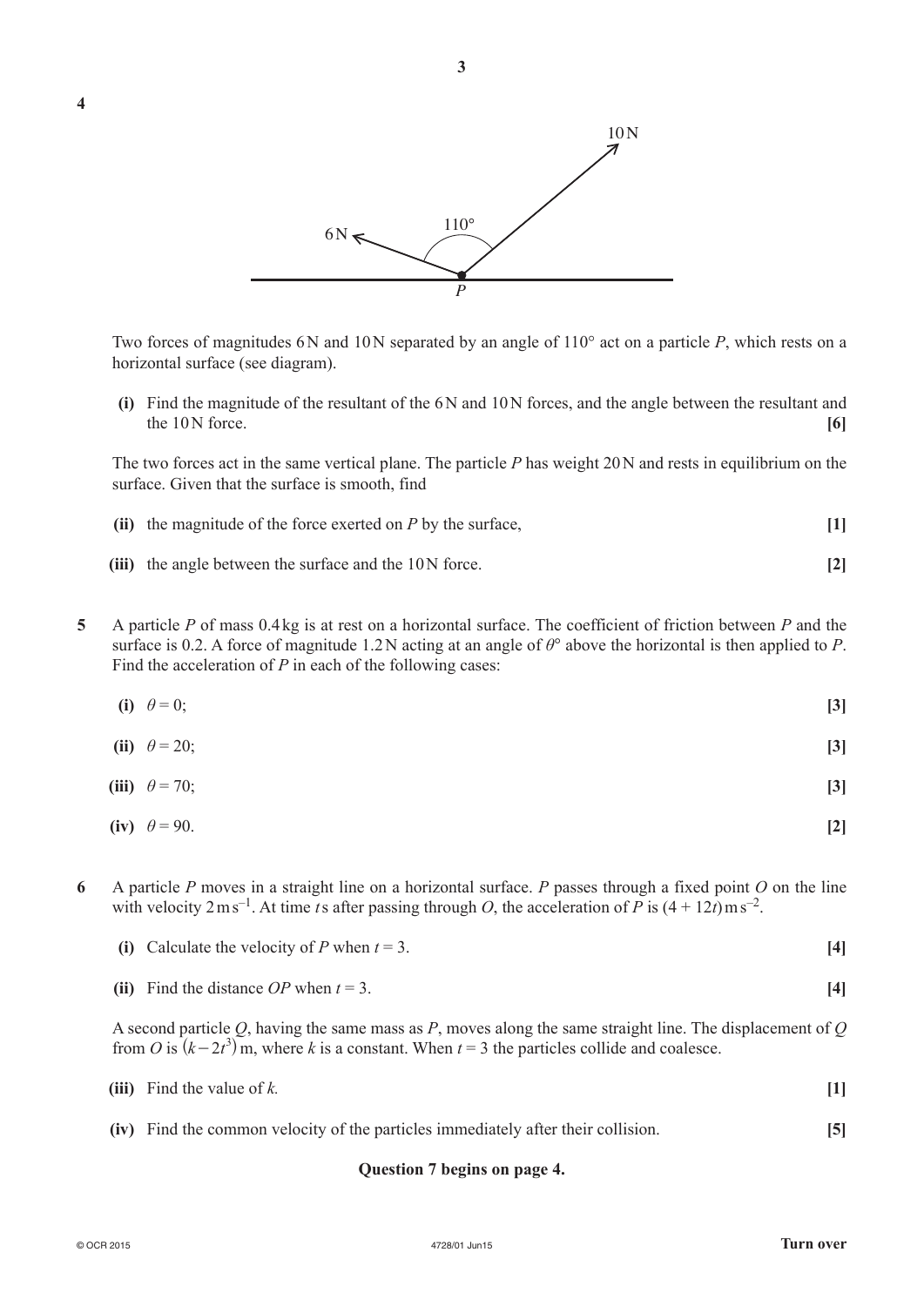**4**

10 N

110°

6 N

*P*

Two forces of magnitudes 6 N and 10 N separated by an angle of 110° act on a particle *P*, which rests on a horizontal surface (see diagram).

**(i)** Find the magnitude of the resultant of the 6 N and 10 N forces, and the angle between the resultant and the 10 N force. **[6]**

The two forces act in the same vertical plane. The particle *P* has weight 20 N and rests in equilibrium on the surface. Given that the surface is smooth, find

**(ii)** the magnitude of the force exerted on *P* by the surface, **[1]**

**(iii)** the angle between the surface and the 10 N force. **[2]**

**5** A particle *P* of mass 0.4 kg is at rest on a horizontal surface. The coefficient of friction between *P* and the surface is 0.2. A force of magnitude 1.2 N acting at an angle of $\theta°$ above the horizontal is then applied to *P*. Find the acceleration of *P* in each of the following cases:

**(i)** $\theta = 0$; **[3]**

**(ii)** $\theta = 20$; **[3]**

**(iii)** $\theta = 70$; **[3]**

**(iv)** $\theta = 90$. **[2]**

**6** A particle *P* moves in a straight line on a horizontal surface. *P* passes through a fixed point *O* on the line with velocity $2\,\text{m s}^{-1}$. At time *t* s after passing through *O*, the acceleration of *P* is $(4 + 12t)\,\text{m s}^{-2}$.

**(i)** Calculate the velocity of *P* when $t = 3$. **[4]**

**(ii)** Find the distance *OP* when $t = 3$. **[4]**

A second particle *Q*, having the same mass as *P*, moves along the same straight line. The displacement of *Q* from *O* is $(k - 2t^3)$ m, where *k* is a constant. When $t = 3$ the particles collide and coalesce.

**(iii)** Find the value of *k*. **[1]**

**(iv)** Find the common velocity of the particles immediately after their collision. **[5]**

**Question 7 begins on page 4.**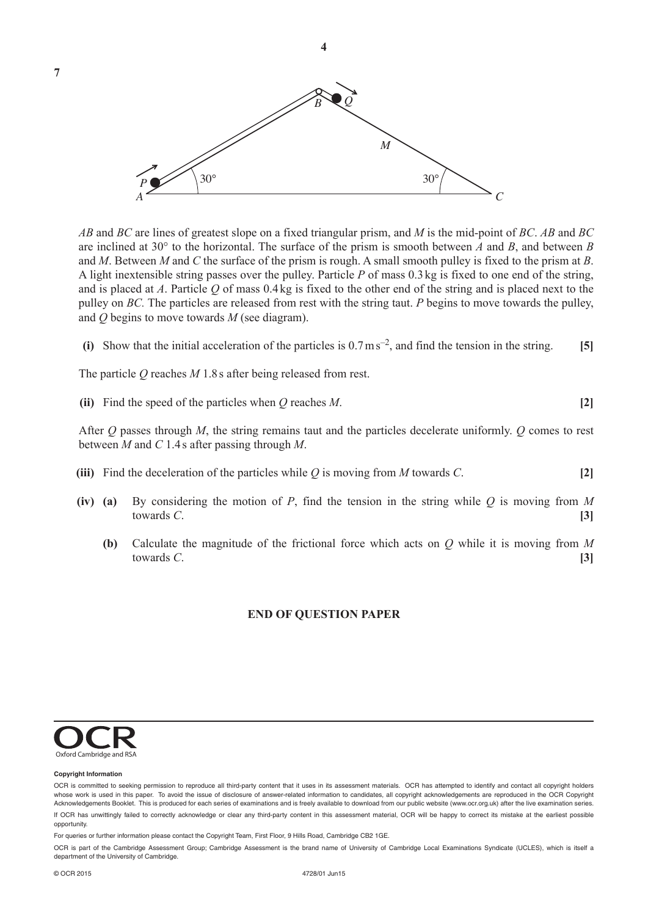**7**

P
A
30°
B
Q
M
30°
C

$AB$ and $BC$ are lines of greatest slope on a fixed triangular prism, and $M$ is the mid-point of $BC$. $AB$ and $BC$ are inclined at 30° to the horizontal. The surface of the prism is smooth between $A$ and $B$, and between $B$ and $M$. Between $M$ and $C$ the surface of the prism is rough. A small smooth pulley is fixed to the prism at $B$. A light inextensible string passes over the pulley. Particle $P$ of mass 0.3 kg is fixed to one end of the string, and is placed at $A$. Particle $Q$ of mass 0.4 kg is fixed to the other end of the string and is placed next to the pulley on $BC$. The particles are released from rest with the string taut. $P$ begins to move towards the pulley, and $Q$ begins to move towards $M$ (see diagram).

**(i)** Show that the initial acceleration of the particles is $0.7 \text{ m s}^{-2}$, and find the tension in the string. **[5]**

The particle $Q$ reaches $M$ 1.8 s after being released from rest.

**(ii)** Find the speed of the particles when $Q$ reaches $M$. **[2]**

After $Q$ passes through $M$, the string remains taut and the particles decelerate uniformly. $Q$ comes to rest between $M$ and $C$ 1.4 s after passing through $M$.

**(iii)** Find the deceleration of the particles while $Q$ is moving from $M$ towards $C$. **[2]**

**(iv) (a)** By considering the motion of $P$, find the tension in the string while $Q$ is moving from $M$ towards $C$. **[3]**

**(b)** Calculate the magnitude of the frictional force which acts on $Q$ while it is moving from $M$ towards $C$. **[3]**

**END OF QUESTION PAPER**